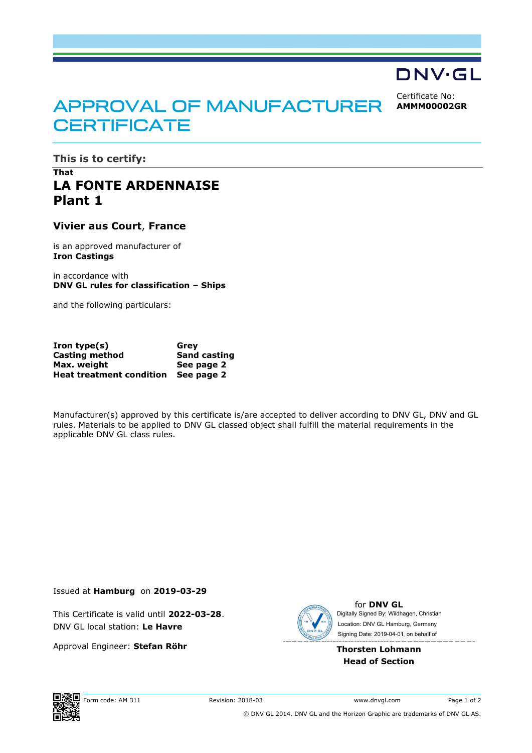DNV·GL

# APPROVAL OF MANUFACTURER CERTIFICATE

Certificate No:
**AMMM00002GR**

## This is to certify:

**That**

# LA FONTE ARDENNAISE
# Plant 1

### Vivier aus Court, France

is an approved manufacturer of
**Iron Castings**

in accordance with
**DNV GL rules for classification – Ships**

and the following particulars:

| | |
|---|---|
| **Iron type(s)** | **Grey** |
| **Casting method** | **Sand casting** |
| **Max. weight** | **See page 2** |
| **Heat treatment condition** | **See page 2** |

Manufacturer(s) approved by this certificate is/are accepted to deliver according to DNV GL, DNV and GL rules. Materials to be applied to DNV GL classed object shall fulfill the material requirements in the applicable DNV GL class rules.

Issued at **Hamburg** on **2019-03-29**

This Certificate is valid until **2022-03-28**.
DNV GL local station: **Le Havre**

Approval Engineer: **Stefan Röhr**

for **DNV GL**
Digitally Signed By: Wildhagen, Christian
Location: DNV GL Hamburg, Germany
Signing Date: 2019-04-01, on behalf of

**Thorsten Lohmann**
**Head of Section**

Form code: AM 311 Revision: 2018-03 www.dnvgl.com

© DNV GL 2014. DNV GL and the Horizon Graphic are trademarks of DNV GL AS.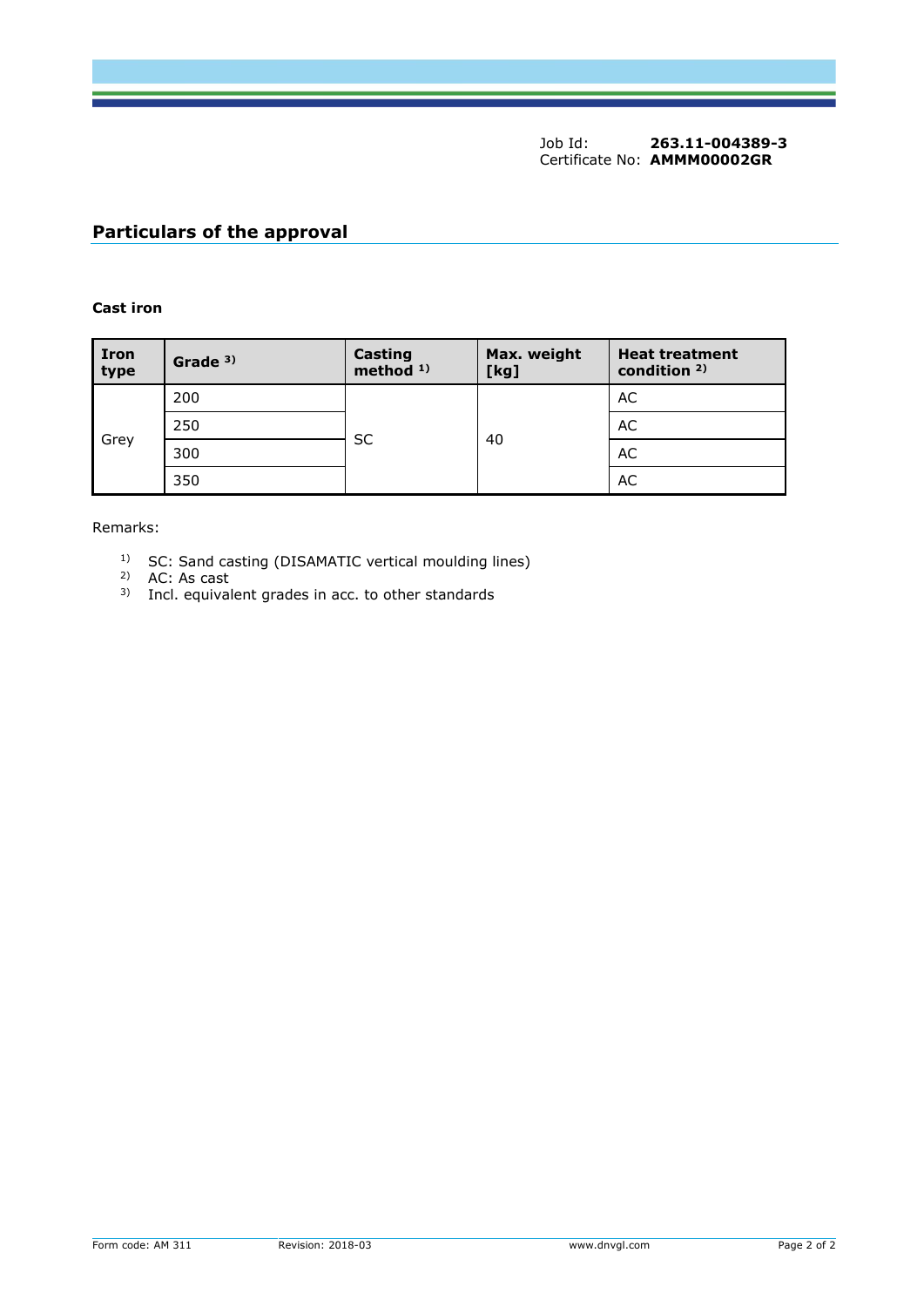Job Id: **263.11-004389-3**
Certificate No: **AMMM00002GR**

## Particulars of the approval

**Cast iron**

| Iron type | Grade [3] | Casting method [1] | Max. weight [kg] | Heat treatment condition [2] |
|---|---|---|---|---|
| Grey | 200 | SC | 40 | AC |
| | 250 | | | AC |
| | 300 | | | AC |
| | 350 | | | AC |

Remarks:

[1] SC: Sand casting (DISAMATIC vertical moulding lines)
[2] AC: As cast
[3] Incl. equivalent grades in acc. to other standards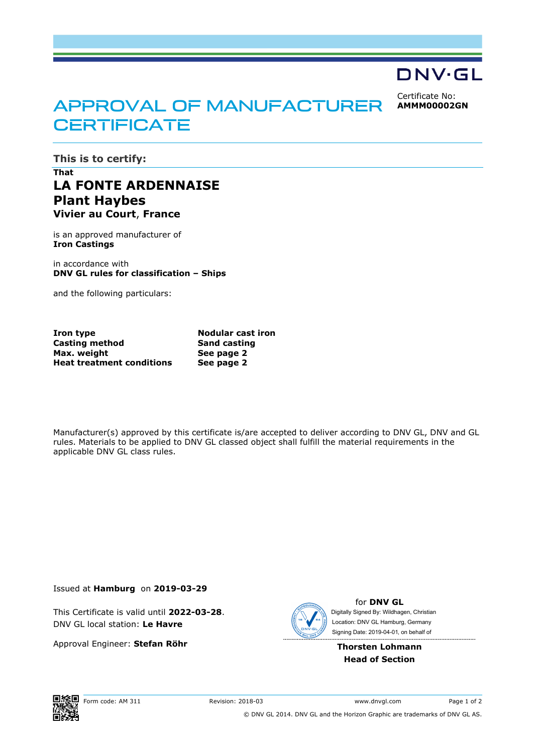DNV·GL

# APPROVAL OF MANUFACTURER CERTIFICATE

Certificate No:
**AMMM00002GN**

## This is to certify:

**That**

# LA FONTE ARDENNAISE
# Plant Haybes
### Vivier au Court, France

is an approved manufacturer of
**Iron Castings**

in accordance with
**DNV GL rules for classification – Ships**

and the following particulars:

| | |
|---|---|
| **Iron type** | **Nodular cast iron** |
| **Casting method** | **Sand casting** |
| **Max. weight** | **See page 2** |
| **Heat treatment conditions** | **See page 2** |

Manufacturer(s) approved by this certificate is/are accepted to deliver according to DNV GL, DNV and GL rules. Materials to be applied to DNV GL classed object shall fulfill the material requirements in the applicable DNV GL class rules.

Issued at **Hamburg** on **2019-03-29**

This Certificate is valid until **2022-03-28**.
DNV GL local station: **Le Havre**

Approval Engineer: **Stefan Röhr**

for **DNV GL**
Digitally Signed By: Wildhagen, Christian
Location: DNV GL Hamburg, Germany
Signing Date: 2019-04-01, on behalf of

**Thorsten Lohmann**
**Head of Section**

Form code: AM 311 Revision: 2018-03 www.dnvgl.com

© DNV GL 2014. DNV GL and the Horizon Graphic are trademarks of DNV GL AS.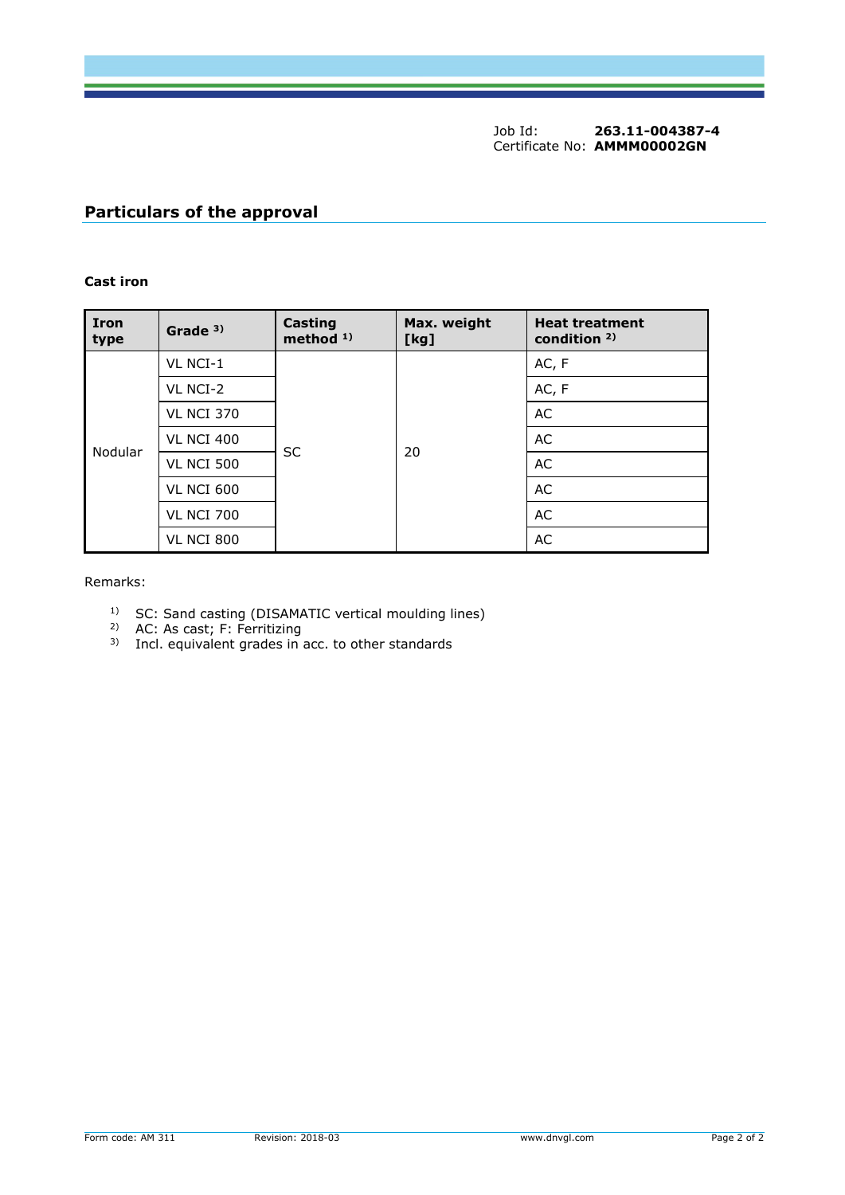Job Id: **263.11-004387-4**
Certificate No: **AMMM00002GN**

## Particulars of the approval

**Cast iron**

| Iron type | Grade [3] | Casting method [1] | Max. weight [kg] | Heat treatment condition [2] |
|---|---|---|---|---|
| Nodular | VL NCI-1 | SC | 20 | AC, F |
| | VL NCI-2 | | | AC, F |
| | VL NCI 370 | | | AC |
| | VL NCI 400 | | | AC |
| | VL NCI 500 | | | AC |
| | VL NCI 600 | | | AC |
| | VL NCI 700 | | | AC |
| | VL NCI 800 | | | AC |

Remarks:

[1] SC: Sand casting (DISAMATIC vertical moulding lines)
[2] AC: As cast; F: Ferritizing
[3] Incl. equivalent grades in acc. to other standards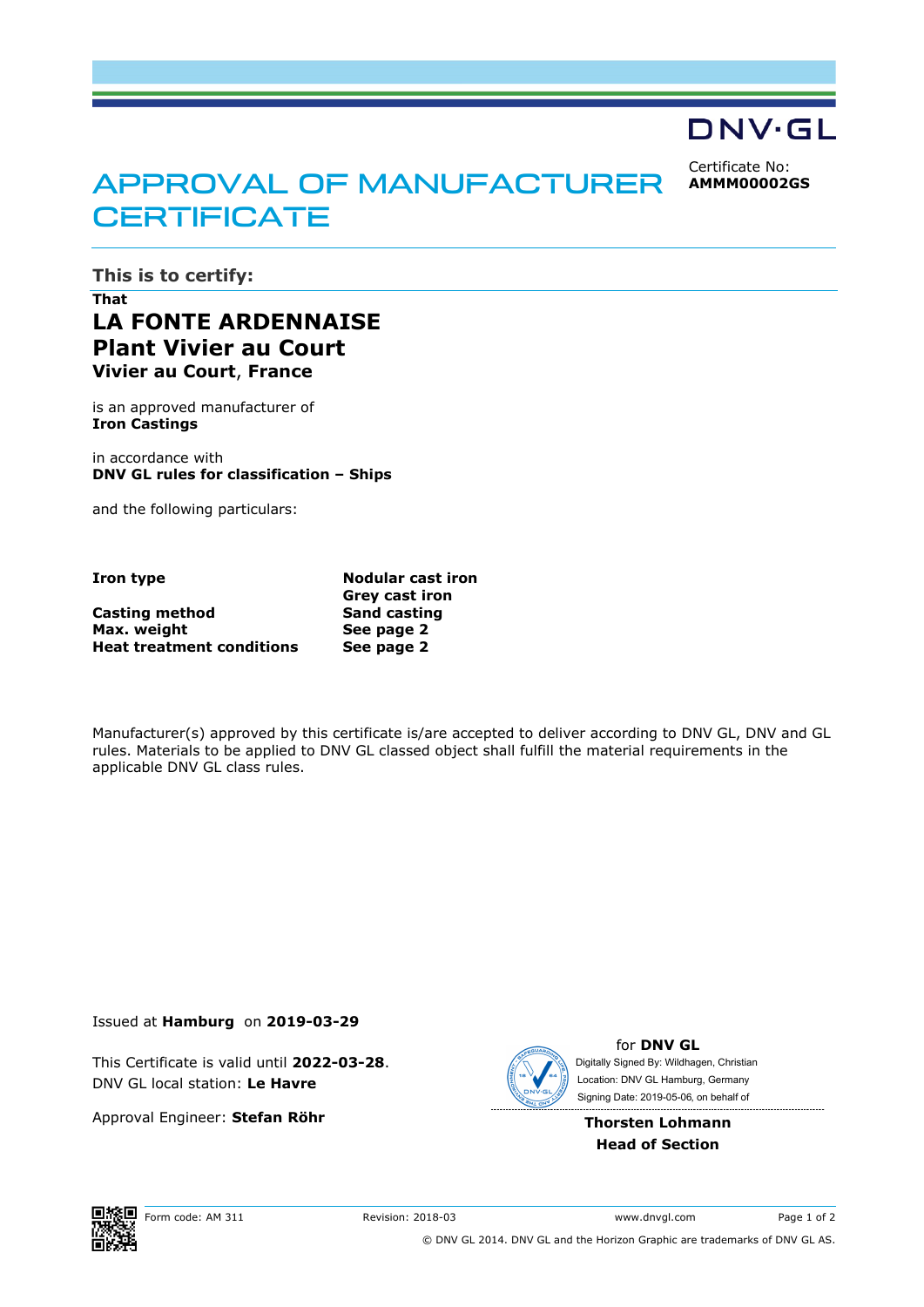DNV·GL

# APPROVAL OF MANUFACTURER CERTIFICATE

Certificate No:
**AMMM00002GS**

## This is to certify:

**That**

# LA FONTE ARDENNAISE
## Plant Vivier au Court
### Vivier au Court, France

is an approved manufacturer of
**Iron Castings**

in accordance with
**DNV GL rules for classification – Ships**

and the following particulars:

| | |
|---|---|
| **Iron type** | **Nodular cast iron**<br>**Grey cast iron** |
| **Casting method** | **Sand casting** |
| **Max. weight** | **See page 2** |
| **Heat treatment conditions** | **See page 2** |

Manufacturer(s) approved by this certificate is/are accepted to deliver according to DNV GL, DNV and GL rules. Materials to be applied to DNV GL classed object shall fulfill the material requirements in the applicable DNV GL class rules.

Issued at **Hamburg** on **2019-03-29**

This Certificate is valid until **2022-03-28**.
DNV GL local station: **Le Havre**

Approval Engineer: **Stefan Röhr**

for **DNV GL**
Digitally Signed By: Wildhagen, Christian
Location: DNV GL Hamburg, Germany
Signing Date: 2019-05-06, on behalf of

**Thorsten Lohmann**
**Head of Section**

Form code: AM 311 Revision: 2018-03 www.dnvgl.com

© DNV GL 2014. DNV GL and the Horizon Graphic are trademarks of DNV GL AS.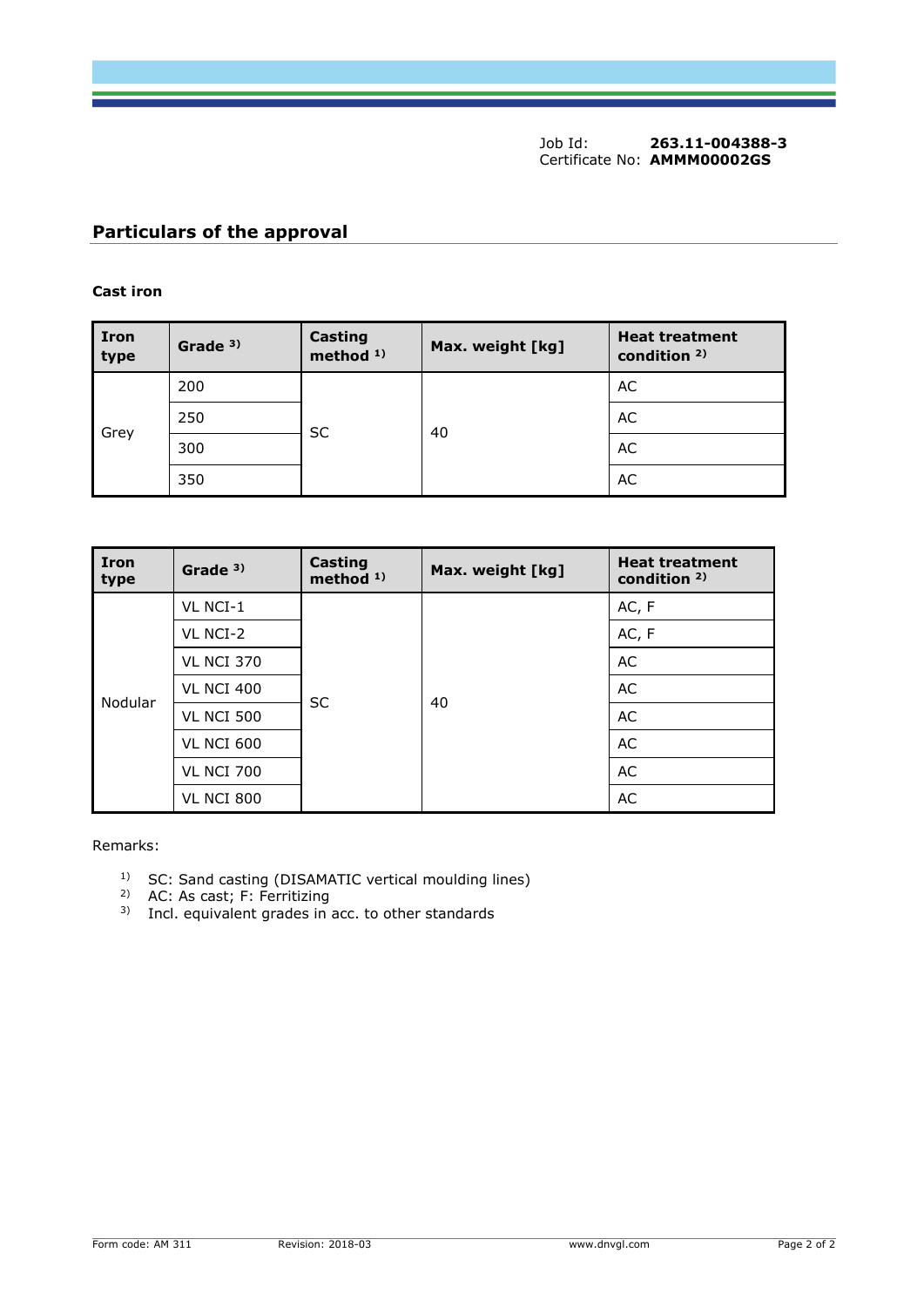Job Id: **263.11-004388-3**
Certificate No: **AMMM00002GS**

## Particulars of the approval

**Cast iron**

| Iron type | Grade [3] | Casting method [1] | Max. weight [kg] | Heat treatment condition [2] |
|---|---|---|---|---|
| Grey | 200 | SC | 40 | AC |
| | 250 | | | AC |
| | 300 | | | AC |
| | 350 | | | AC |

| Iron type | Grade [3] | Casting method [1] | Max. weight [kg] | Heat treatment condition [2] |
|---|---|---|---|---|
| Nodular | VL NCI-1 | SC | 40 | AC, F |
| | VL NCI-2 | | | AC, F |
| | VL NCI 370 | | | AC |
| | VL NCI 400 | | | AC |
| | VL NCI 500 | | | AC |
| | VL NCI 600 | | | AC |
| | VL NCI 700 | | | AC |
| | VL NCI 800 | | | AC |

Remarks:

[1] SC: Sand casting (DISAMATIC vertical moulding lines)
[2] AC: As cast; F: Ferritizing
[3] Incl. equivalent grades in acc. to other standards

Form code: AM 311 Revision: 2018-03 www.dnvgl.com